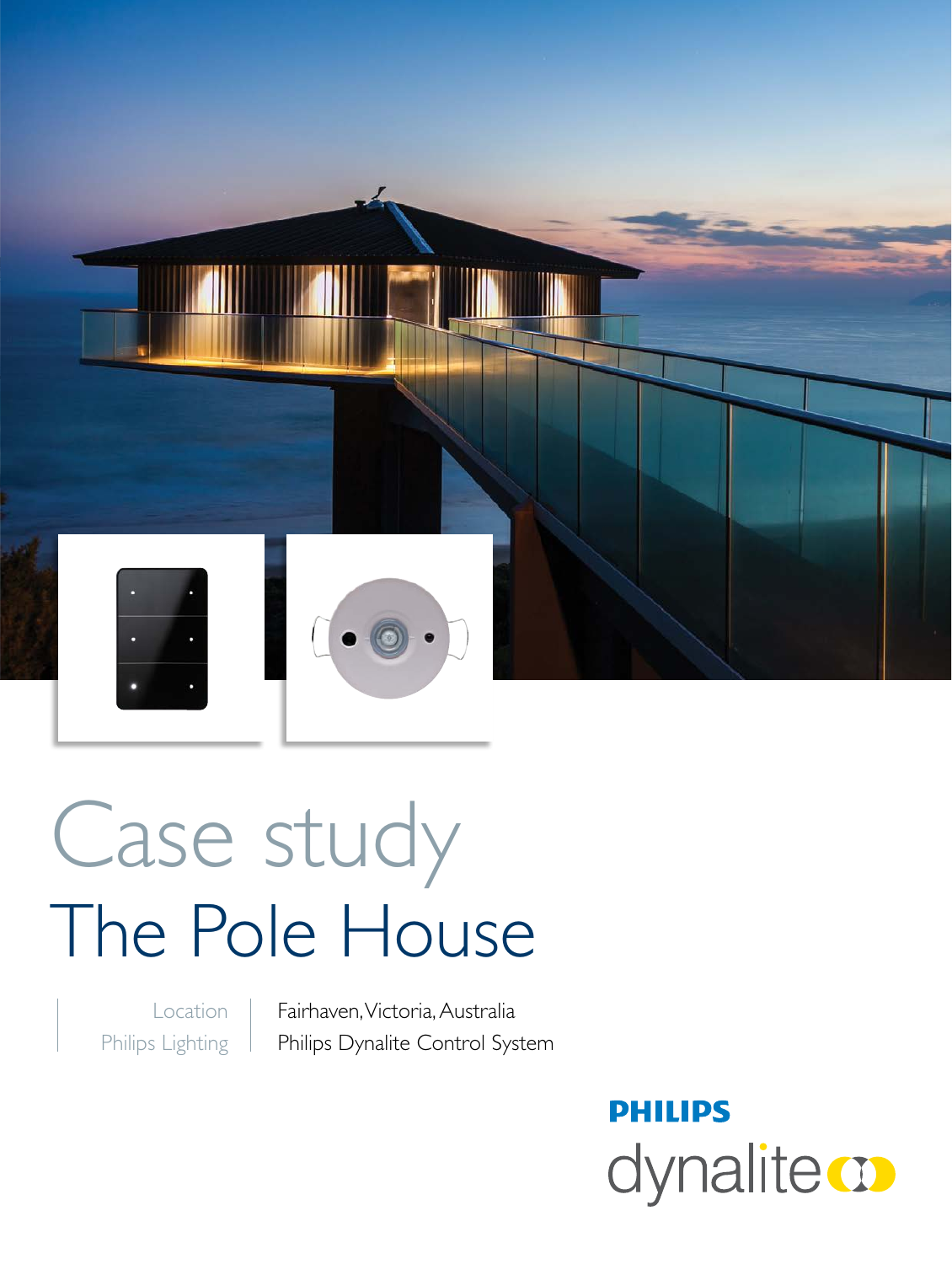# Case study

# The Pole House

| Location | Fairhaven, Victoria, Australia |
| --- | --- |
| Philips Lighting | Philips Dynalite Control System |

PHILIPS

dynalite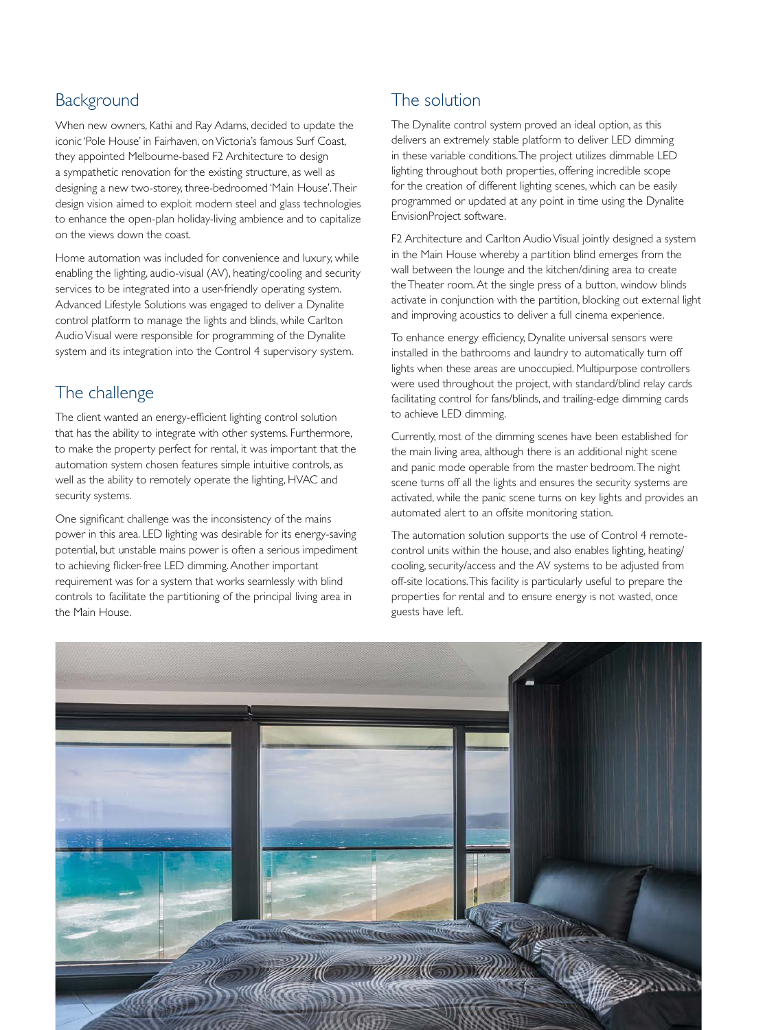## Background

When new owners, Kathi and Ray Adams, decided to update the iconic 'Pole House' in Fairhaven, on Victoria's famous Surf Coast, they appointed Melbourne-based F2 Architecture to design a sympathetic renovation for the existing structure, as well as designing a new two-storey, three-bedroomed 'Main House'. Their design vision aimed to exploit modern steel and glass technologies to enhance the open-plan holiday-living ambience and to capitalize on the views down the coast.

Home automation was included for convenience and luxury, while enabling the lighting, audio-visual (AV), heating/cooling and security services to be integrated into a user-friendly operating system. Advanced Lifestyle Solutions was engaged to deliver a Dynalite control platform to manage the lights and blinds, while Carlton Audio Visual were responsible for programming of the Dynalite system and its integration into the Control 4 supervisory system.

## The challenge

The client wanted an energy-efficient lighting control solution that has the ability to integrate with other systems. Furthermore, to make the property perfect for rental, it was important that the automation system chosen features simple intuitive controls, as well as the ability to remotely operate the lighting, HVAC and security systems.

One significant challenge was the inconsistency of the mains power in this area. LED lighting was desirable for its energy-saving potential, but unstable mains power is often a serious impediment to achieving flicker-free LED dimming. Another important requirement was for a system that works seamlessly with blind controls to facilitate the partitioning of the principal living area in the Main House.

## The solution

The Dynalite control system proved an ideal option, as this delivers an extremely stable platform to deliver LED dimming in these variable conditions. The project utilizes dimmable LED lighting throughout both properties, offering incredible scope for the creation of different lighting scenes, which can be easily programmed or updated at any point in time using the Dynalite EnvisionProject software.

F2 Architecture and Carlton Audio Visual jointly designed a system in the Main House whereby a partition blind emerges from the wall between the lounge and the kitchen/dining area to create the Theater room. At the single press of a button, window blinds activate in conjunction with the partition, blocking out external light and improving acoustics to deliver a full cinema experience.

To enhance energy efficiency, Dynalite universal sensors were installed in the bathrooms and laundry to automatically turn off lights when these areas are unoccupied. Multipurpose controllers were used throughout the project, with standard/blind relay cards facilitating control for fans/blinds, and trailing-edge dimming cards to achieve LED dimming.

Currently, most of the dimming scenes have been established for the main living area, although there is an additional night scene and panic mode operable from the master bedroom. The night scene turns off all the lights and ensures the security systems are activated, while the panic scene turns on key lights and provides an automated alert to an offsite monitoring station.

The automation solution supports the use of Control 4 remote-control units within the house, and also enables lighting, heating/cooling, security/access and the AV systems to be adjusted from off-site locations. This facility is particularly useful to prepare the properties for rental and to ensure energy is not wasted, once guests have left.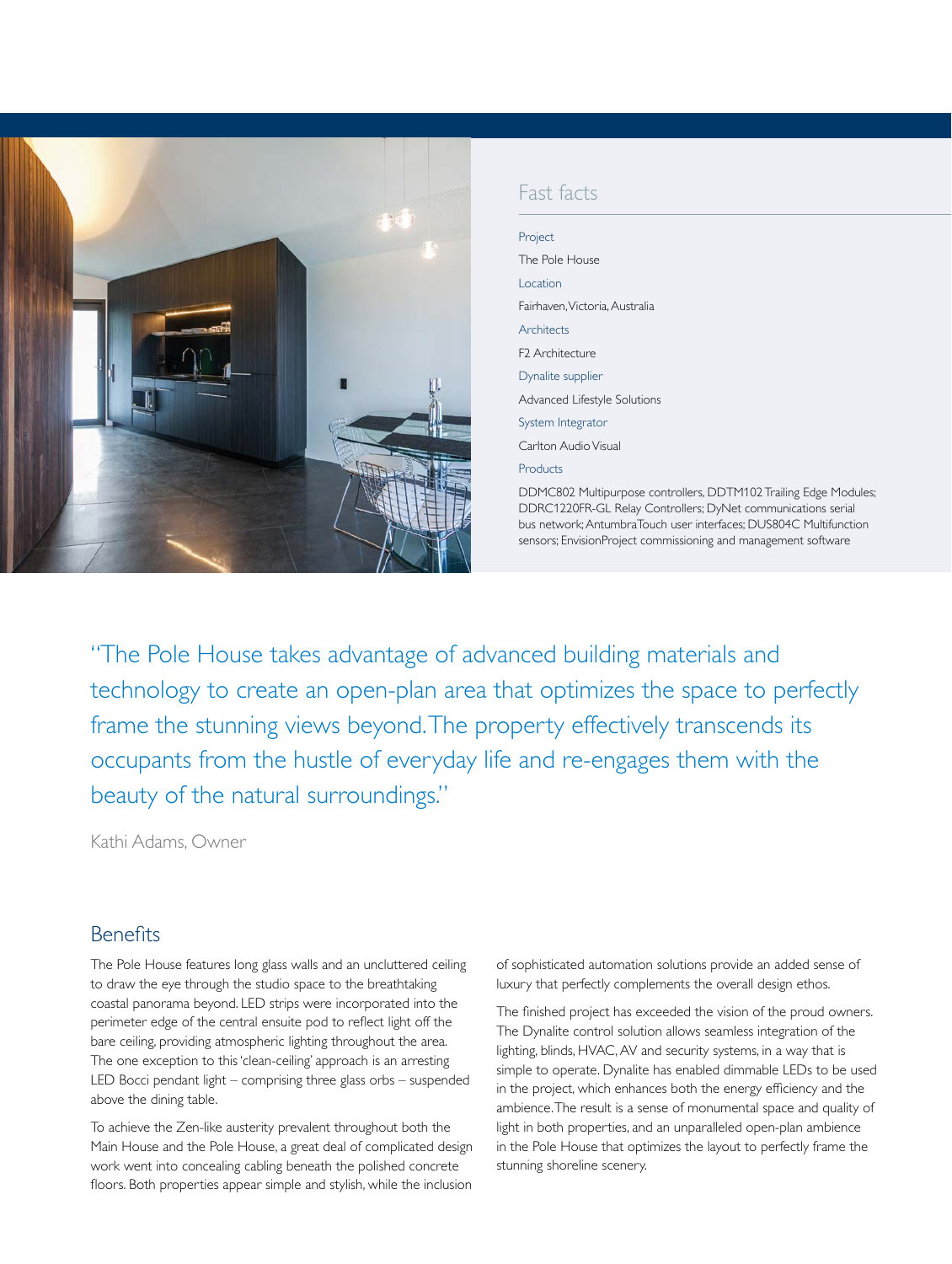## Fast facts

**Project**

The Pole House

**Location**

Fairhaven, Victoria, Australia

**Architects**

F2 Architecture

**Dynalite supplier**

Advanced Lifestyle Solutions

**System Integrator**

Carlton Audio Visual

**Products**

DDMC802 Multipurpose controllers, DDTM102 Trailing Edge Modules; DDRC1220FR-GL Relay Controllers; DyNet communications serial bus network; AntumbraTouch user interfaces; DUS804C Multifunction sensors; EnvisionProject commissioning and management software

"The Pole House takes advantage of advanced building materials and technology to create an open-plan area that optimizes the space to perfectly frame the stunning views beyond. The property effectively transcends its occupants from the hustle of everyday life and re-engages them with the beauty of the natural surroundings."

Kathi Adams, Owner

## Benefits

The Pole House features long glass walls and an uncluttered ceiling to draw the eye through the studio space to the breathtaking coastal panorama beyond. LED strips were incorporated into the perimeter edge of the central ensuite pod to reflect light off the bare ceiling, providing atmospheric lighting throughout the area. The one exception to this 'clean-ceiling' approach is an arresting LED Bocci pendant light – comprising three glass orbs – suspended above the dining table.

To achieve the Zen-like austerity prevalent throughout both the Main House and the Pole House, a great deal of complicated design work went into concealing cabling beneath the polished concrete floors. Both properties appear simple and stylish, while the inclusion of sophisticated automation solutions provide an added sense of luxury that perfectly complements the overall design ethos.

The finished project has exceeded the vision of the proud owners. The Dynalite control solution allows seamless integration of the lighting, blinds, HVAC, AV and security systems, in a way that is simple to operate. Dynalite has enabled dimmable LEDs to be used in the project, which enhances both the energy efficiency and the ambience. The result is a sense of monumental space and quality of light in both properties, and an unparalleled open-plan ambience in the Pole House that optimizes the layout to perfectly frame the stunning shoreline scenery.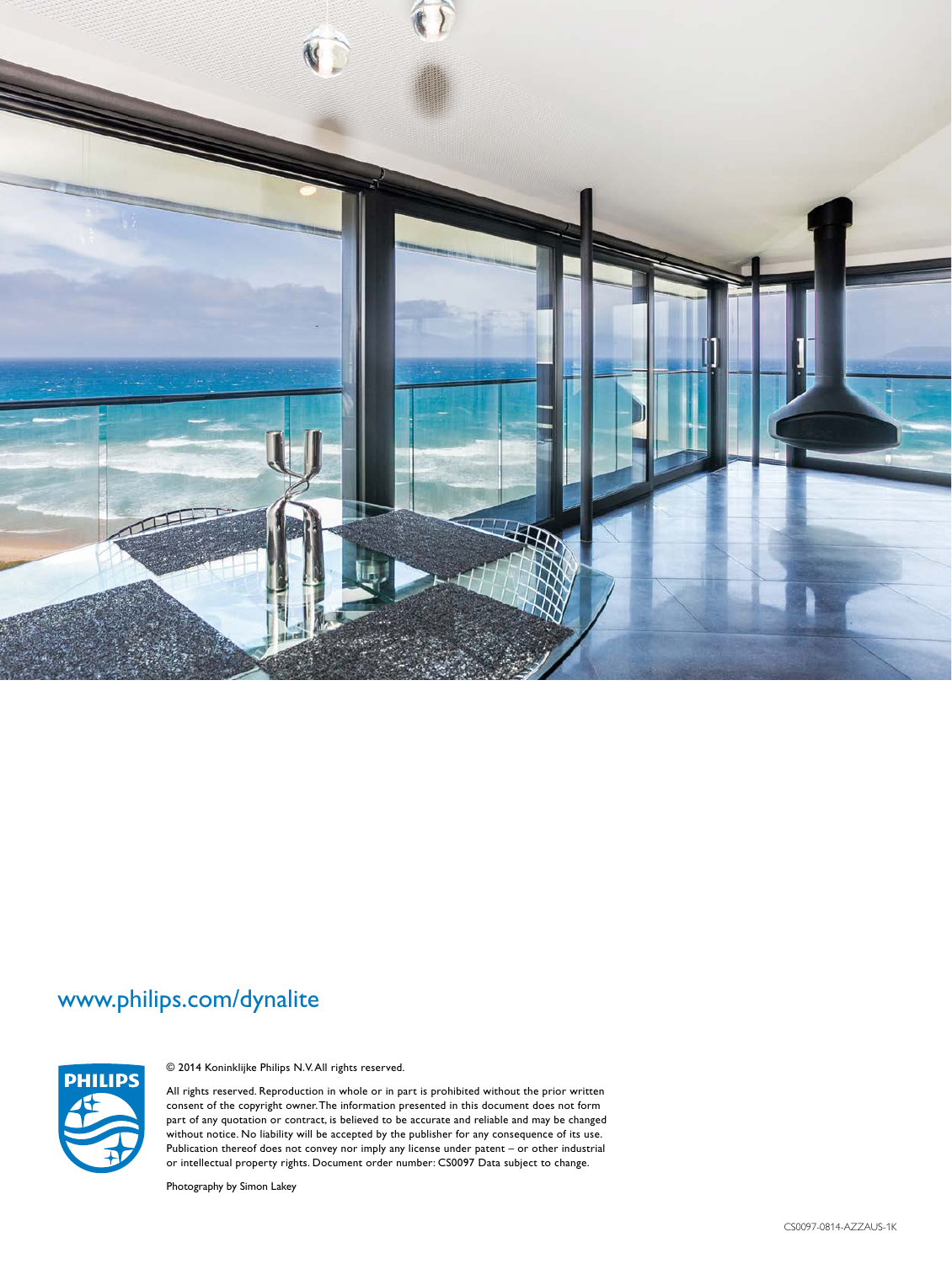www.philips.com/dynalite

© 2014 Koninklijke Philips N.V. All rights reserved.

All rights reserved. Reproduction in whole or in part is prohibited without the prior written consent of the copyright owner. The information presented in this document does not form part of any quotation or contract, is believed to be accurate and reliable and may be changed without notice. No liability will be accepted by the publisher for any consequence of its use. Publication thereof does not convey nor imply any license under patent – or other industrial or intellectual property rights. Document order number: CS0097 Data subject to change.

Photography by Simon Lakey

CS0097-0814-AZZAUS-1K